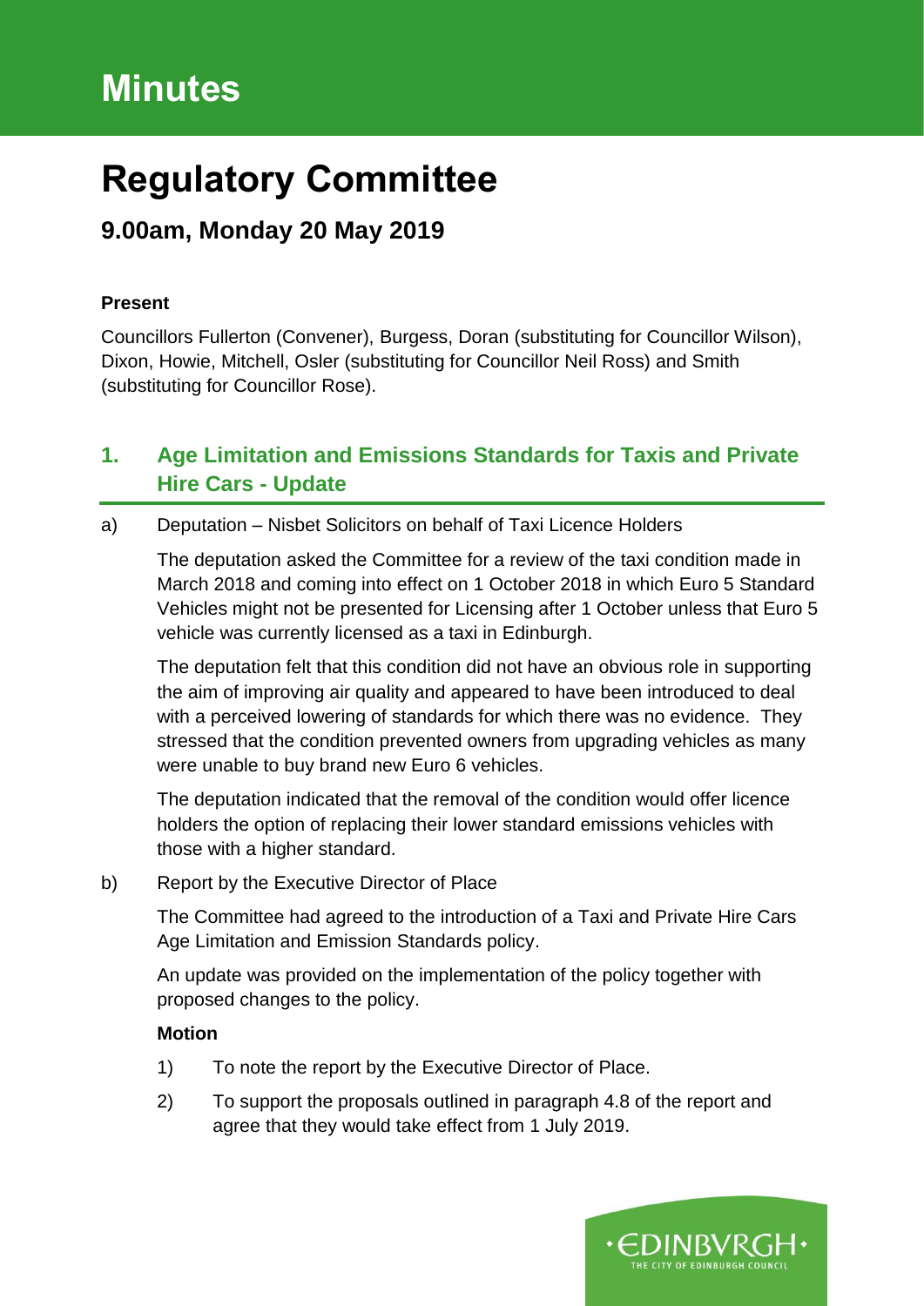# Minutes

# Regulatory Committee

## 9.00am, Monday 20 May 2019

**Present**

Councillors Fullerton (Convener), Burgess, Doran (substituting for Councillor Wilson), Dixon, Howie, Mitchell, Osler (substituting for Councillor Neil Ross) and Smith (substituting for Councillor Rose).

## 1. Age Limitation and Emissions Standards for Taxis and Private Hire Cars - Update

a) Deputation – Nisbet Solicitors on behalf of Taxi Licence Holders

The deputation asked the Committee for a review of the taxi condition made in March 2018 and coming into effect on 1 October 2018 in which Euro 5 Standard Vehicles might not be presented for Licensing after 1 October unless that Euro 5 vehicle was currently licensed as a taxi in Edinburgh.

The deputation felt that this condition did not have an obvious role in supporting the aim of improving air quality and appeared to have been introduced to deal with a perceived lowering of standards for which there was no evidence. They stressed that the condition prevented owners from upgrading vehicles as many were unable to buy brand new Euro 6 vehicles.

The deputation indicated that the removal of the condition would offer licence holders the option of replacing their lower standard emissions vehicles with those with a higher standard.

b) Report by the Executive Director of Place

The Committee had agreed to the introduction of a Taxi and Private Hire Cars Age Limitation and Emission Standards policy.

An update was provided on the implementation of the policy together with proposed changes to the policy.

**Motion**

1) To note the report by the Executive Director of Place.

2) To support the proposals outlined in paragraph 4.8 of the report and agree that they would take effect from 1 July 2019.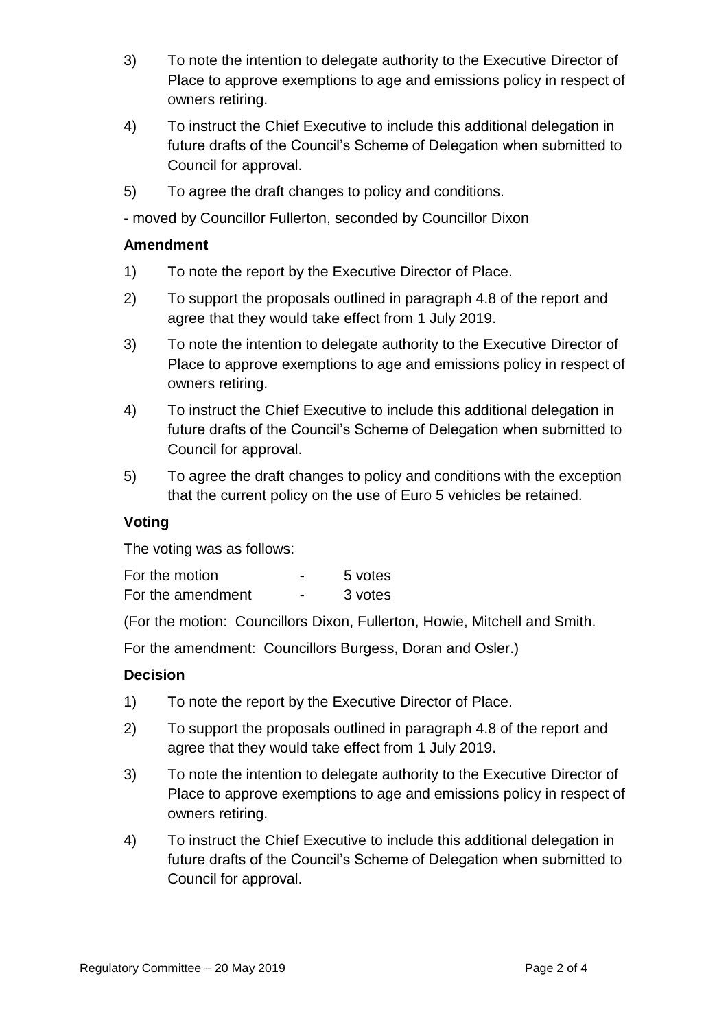3) To note the intention to delegate authority to the Executive Director of Place to approve exemptions to age and emissions policy in respect of owners retiring.

4) To instruct the Chief Executive to include this additional delegation in future drafts of the Council's Scheme of Delegation when submitted to Council for approval.

5) To agree the draft changes to policy and conditions.

- moved by Councillor Fullerton, seconded by Councillor Dixon

**Amendment**

1) To note the report by the Executive Director of Place.

2) To support the proposals outlined in paragraph 4.8 of the report and agree that they would take effect from 1 July 2019.

3) To note the intention to delegate authority to the Executive Director of Place to approve exemptions to age and emissions policy in respect of owners retiring.

4) To instruct the Chief Executive to include this additional delegation in future drafts of the Council's Scheme of Delegation when submitted to Council for approval.

5) To agree the draft changes to policy and conditions with the exception that the current policy on the use of Euro 5 vehicles be retained.

**Voting**

The voting was as follows:

For the motion - 5 votes
For the amendment - 3 votes

(For the motion: Councillors Dixon, Fullerton, Howie, Mitchell and Smith.

For the amendment: Councillors Burgess, Doran and Osler.)

**Decision**

1) To note the report by the Executive Director of Place.

2) To support the proposals outlined in paragraph 4.8 of the report and agree that they would take effect from 1 July 2019.

3) To note the intention to delegate authority to the Executive Director of Place to approve exemptions to age and emissions policy in respect of owners retiring.

4) To instruct the Chief Executive to include this additional delegation in future drafts of the Council's Scheme of Delegation when submitted to Council for approval.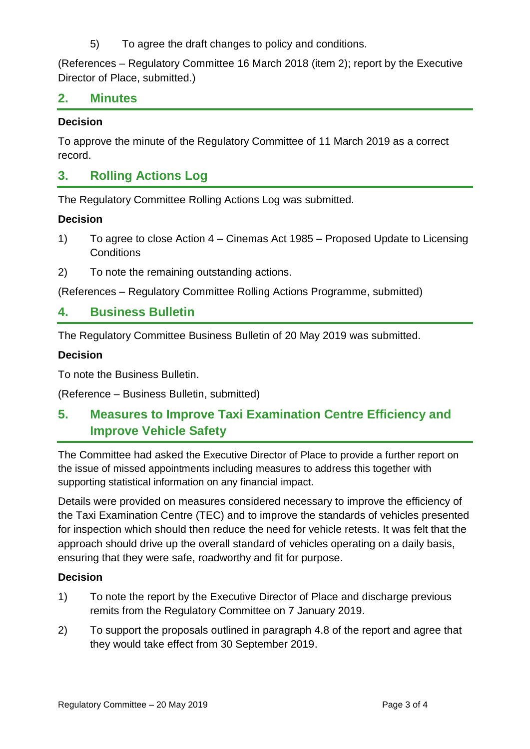5) To agree the draft changes to policy and conditions.

(References – Regulatory Committee 16 March 2018 (item 2); report by the Executive Director of Place, submitted.)

## 2. Minutes

**Decision**

To approve the minute of the Regulatory Committee of 11 March 2019 as a correct record.

## 3. Rolling Actions Log

The Regulatory Committee Rolling Actions Log was submitted.

**Decision**

1) To agree to close Action 4 – Cinemas Act 1985 – Proposed Update to Licensing Conditions

2) To note the remaining outstanding actions.

(References – Regulatory Committee Rolling Actions Programme, submitted)

## 4. Business Bulletin

The Regulatory Committee Business Bulletin of 20 May 2019 was submitted.

**Decision**

To note the Business Bulletin.

(Reference – Business Bulletin, submitted)

## 5. Measures to Improve Taxi Examination Centre Efficiency and Improve Vehicle Safety

The Committee had asked the Executive Director of Place to provide a further report on the issue of missed appointments including measures to address this together with supporting statistical information on any financial impact.

Details were provided on measures considered necessary to improve the efficiency of the Taxi Examination Centre (TEC) and to improve the standards of vehicles presented for inspection which should then reduce the need for vehicle retests. It was felt that the approach should drive up the overall standard of vehicles operating on a daily basis, ensuring that they were safe, roadworthy and fit for purpose.

**Decision**

1) To note the report by the Executive Director of Place and discharge previous remits from the Regulatory Committee on 7 January 2019.

2) To support the proposals outlined in paragraph 4.8 of the report and agree that they would take effect from 30 September 2019.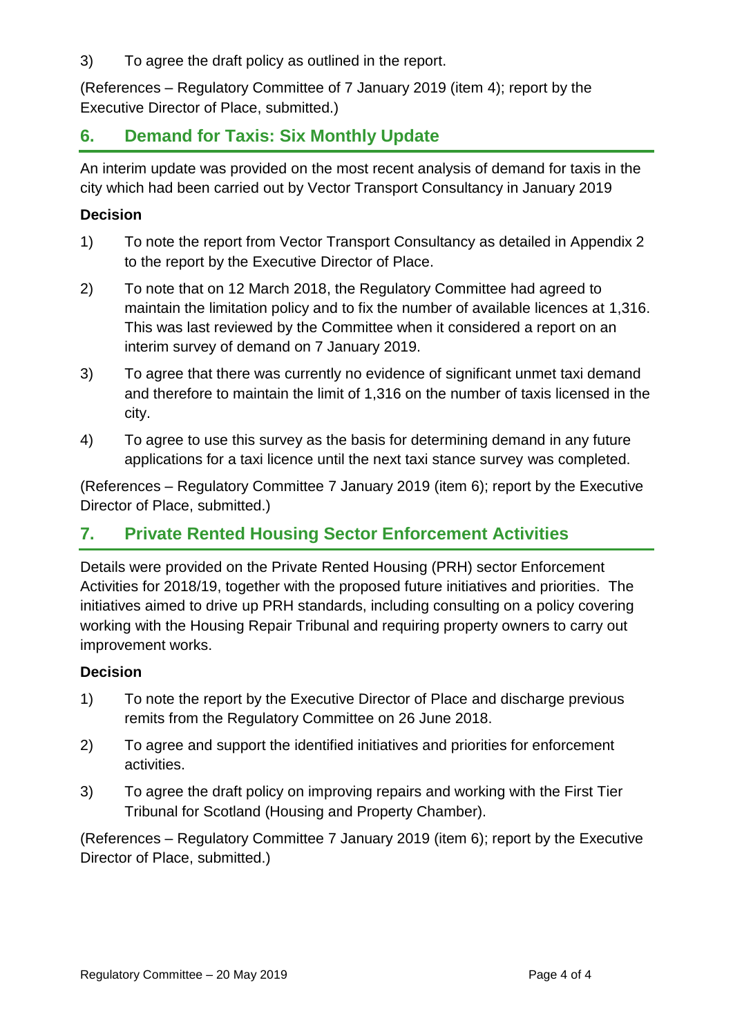3) To agree the draft policy as outlined in the report.

(References – Regulatory Committee of 7 January 2019 (item 4); report by the Executive Director of Place, submitted.)

## 6. Demand for Taxis: Six Monthly Update

An interim update was provided on the most recent analysis of demand for taxis in the city which had been carried out by Vector Transport Consultancy in January 2019

**Decision**

1) To note the report from Vector Transport Consultancy as detailed in Appendix 2 to the report by the Executive Director of Place.

2) To note that on 12 March 2018, the Regulatory Committee had agreed to maintain the limitation policy and to fix the number of available licences at 1,316. This was last reviewed by the Committee when it considered a report on an interim survey of demand on 7 January 2019.

3) To agree that there was currently no evidence of significant unmet taxi demand and therefore to maintain the limit of 1,316 on the number of taxis licensed in the city.

4) To agree to use this survey as the basis for determining demand in any future applications for a taxi licence until the next taxi stance survey was completed.

(References – Regulatory Committee 7 January 2019 (item 6); report by the Executive Director of Place, submitted.)

## 7. Private Rented Housing Sector Enforcement Activities

Details were provided on the Private Rented Housing (PRH) sector Enforcement Activities for 2018/19, together with the proposed future initiatives and priorities. The initiatives aimed to drive up PRH standards, including consulting on a policy covering working with the Housing Repair Tribunal and requiring property owners to carry out improvement works.

**Decision**

1) To note the report by the Executive Director of Place and discharge previous remits from the Regulatory Committee on 26 June 2018.

2) To agree and support the identified initiatives and priorities for enforcement activities.

3) To agree the draft policy on improving repairs and working with the First Tier Tribunal for Scotland (Housing and Property Chamber).

(References – Regulatory Committee 7 January 2019 (item 6); report by the Executive Director of Place, submitted.)